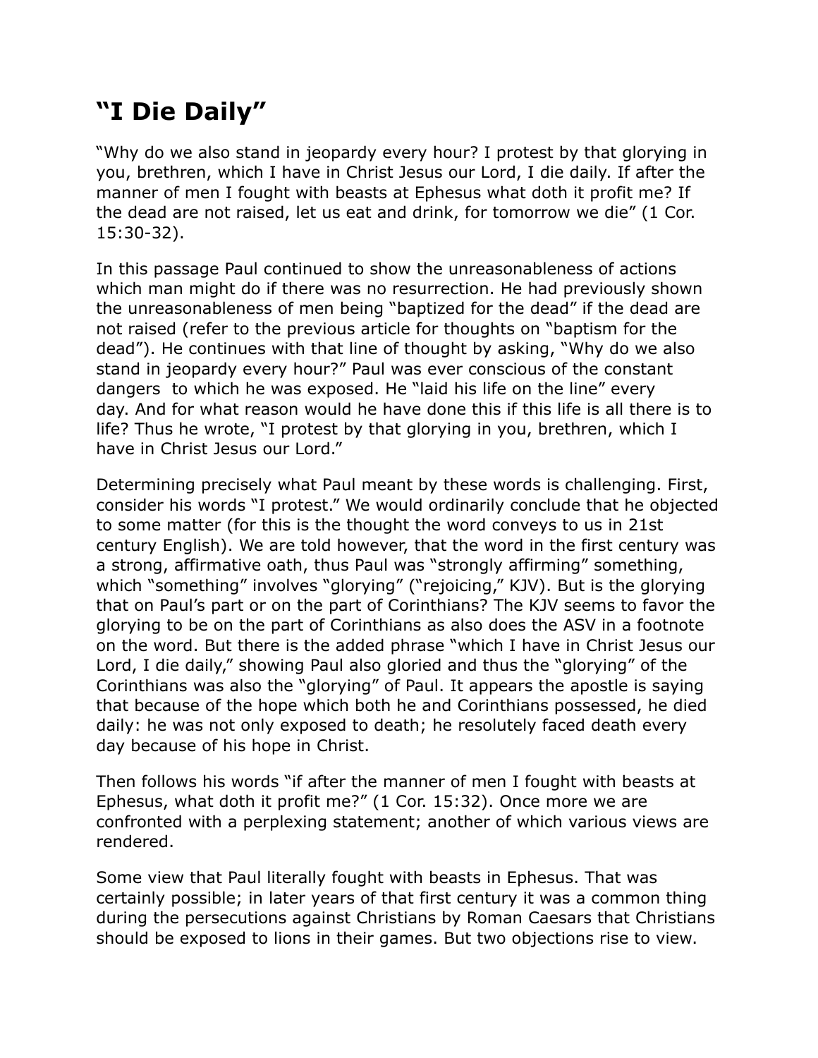# "I Die Daily"

"Why do we also stand in jeopardy every hour? I protest by that glorying in you, brethren, which I have in Christ Jesus our Lord, I die daily. If after the manner of men I fought with beasts at Ephesus what doth it profit me? If the dead are not raised, let us eat and drink, for tomorrow we die" (1 Cor. 15:30-32).

In this passage Paul continued to show the unreasonableness of actions which man might do if there was no resurrection. He had previously shown the unreasonableness of men being "baptized for the dead" if the dead are not raised (refer to the previous article for thoughts on "baptism for the dead"). He continues with that line of thought by asking, "Why do we also stand in jeopardy every hour?" Paul was ever conscious of the constant dangers to which he was exposed. He "laid his life on the line" every day. And for what reason would he have done this if this life is all there is to life? Thus he wrote, "I protest by that glorying in you, brethren, which I have in Christ Jesus our Lord."

Determining precisely what Paul meant by these words is challenging. First, consider his words "I protest." We would ordinarily conclude that he objected to some matter (for this is the thought the word conveys to us in 21st century English). We are told however, that the word in the first century was a strong, affirmative oath, thus Paul was "strongly affirming" something, which "something" involves "glorying" ("rejoicing," KJV). But is the glorying that on Paul's part or on the part of Corinthians? The KJV seems to favor the glorying to be on the part of Corinthians as also does the ASV in a footnote on the word. But there is the added phrase "which I have in Christ Jesus our Lord, I die daily," showing Paul also gloried and thus the "glorying" of the Corinthians was also the "glorying" of Paul. It appears the apostle is saying that because of the hope which both he and Corinthians possessed, he died daily: he was not only exposed to death; he resolutely faced death every day because of his hope in Christ.

Then follows his words "if after the manner of men I fought with beasts at Ephesus, what doth it profit me?" (1 Cor. 15:32). Once more we are confronted with a perplexing statement; another of which various views are rendered.

Some view that Paul literally fought with beasts in Ephesus. That was certainly possible; in later years of that first century it was a common thing during the persecutions against Christians by Roman Caesars that Christians should be exposed to lions in their games. But two objections rise to view.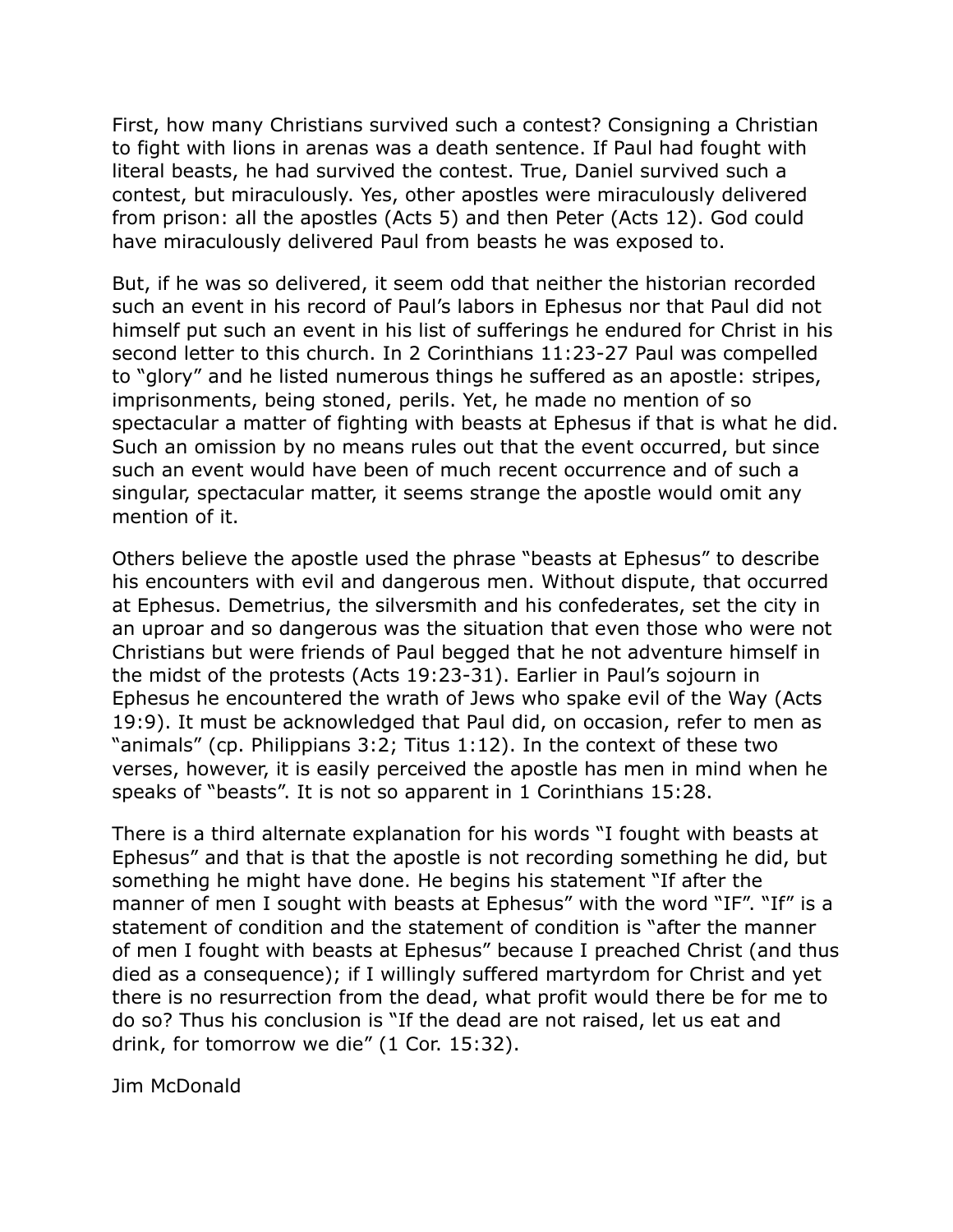First, how many Christians survived such a contest? Consigning a Christian to fight with lions in arenas was a death sentence. If Paul had fought with literal beasts, he had survived the contest. True, Daniel survived such a contest, but miraculously. Yes, other apostles were miraculously delivered from prison: all the apostles (Acts 5) and then Peter (Acts 12). God could have miraculously delivered Paul from beasts he was exposed to.

But, if he was so delivered, it seem odd that neither the historian recorded such an event in his record of Paul's labors in Ephesus nor that Paul did not himself put such an event in his list of sufferings he endured for Christ in his second letter to this church. In 2 Corinthians 11:23-27 Paul was compelled to "glory" and he listed numerous things he suffered as an apostle: stripes, imprisonments, being stoned, perils. Yet, he made no mention of so spectacular a matter of fighting with beasts at Ephesus if that is what he did. Such an omission by no means rules out that the event occurred, but since such an event would have been of much recent occurrence and of such a singular, spectacular matter, it seems strange the apostle would omit any mention of it.

Others believe the apostle used the phrase "beasts at Ephesus" to describe his encounters with evil and dangerous men. Without dispute, that occurred at Ephesus. Demetrius, the silversmith and his confederates, set the city in an uproar and so dangerous was the situation that even those who were not Christians but were friends of Paul begged that he not adventure himself in the midst of the protests (Acts 19:23-31). Earlier in Paul's sojourn in Ephesus he encountered the wrath of Jews who spake evil of the Way (Acts 19:9). It must be acknowledged that Paul did, on occasion, refer to men as "animals" (cp. Philippians 3:2; Titus 1:12). In the context of these two verses, however, it is easily perceived the apostle has men in mind when he speaks of "beasts". It is not so apparent in 1 Corinthians 15:28.

There is a third alternate explanation for his words "I fought with beasts at Ephesus" and that is that the apostle is not recording something he did, but something he might have done. He begins his statement "If after the manner of men I sought with beasts at Ephesus" with the word "IF". "If" is a statement of condition and the statement of condition is "after the manner of men I fought with beasts at Ephesus" because I preached Christ (and thus died as a consequence); if I willingly suffered martyrdom for Christ and yet there is no resurrection from the dead, what profit would there be for me to do so? Thus his conclusion is "If the dead are not raised, let us eat and drink, for tomorrow we die" (1 Cor. 15:32).

Jim McDonald